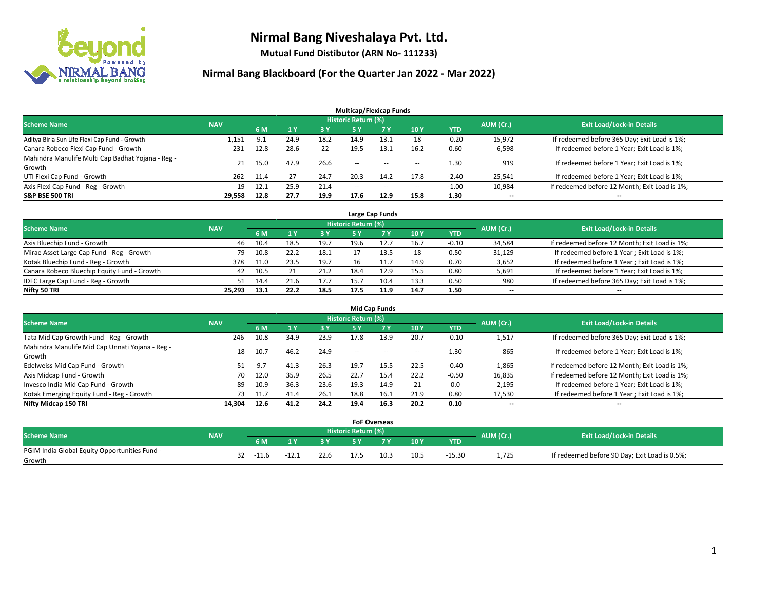# Nirmal Bang Niveshalaya Pvt. Ltd.

**Mutual Fund Distibutor (ARN No- 111233)**

## Nirmal Bang Blackboard (For the Quarter Jan 2022 - Mar 2022)

### Multicap/Flexicap Funds

| Scheme Name | NAV | Historic Return (%) | | | | | | | AUM (Cr.) | Exit Load/Lock-in Details |
|---|---|---|---|---|---|---|---|---|---|---|
| | | 6 M | 1 Y | 3 Y | 5 Y | 7 Y | 10 Y | YTD | | |
| Aditya Birla Sun Life Flexi Cap Fund - Growth | 1,151 | 9.1 | 24.9 | 18.2 | 14.9 | 13.1 | 18 | -0.20 | 15,972 | If redeemed before 365 Day; Exit Load is 1%; |
| Canara Robeco Flexi Cap Fund - Growth | 231 | 12.8 | 28.6 | 22 | 19.5 | 13.1 | 16.2 | 0.60 | 6,598 | If redeemed before 1 Year; Exit Load is 1%; |
| Mahindra Manulife Multi Cap Badhat Yojana - Reg - Growth | 21 | 15.0 | 47.9 | 26.6 | -- | -- | -- | 1.30 | 919 | If redeemed before 1 Year; Exit Load is 1%; |
| UTI Flexi Cap Fund - Growth | 262 | 11.4 | 27 | 24.7 | 20.3 | 14.2 | 17.8 | -2.40 | 25,541 | If redeemed before 1 Year; Exit Load is 1%; |
| Axis Flexi Cap Fund - Reg - Growth | 19 | 12.1 | 25.9 | 21.4 | -- | -- | -- | -1.00 | 10,984 | If redeemed before 12 Month; Exit Load is 1%; |
| **S&P BSE 500 TRI** | **29,558** | **12.8** | **27.7** | **19.9** | **17.6** | **12.9** | **15.8** | **1.30** | **--** | **--** |

### Large Cap Funds

| Scheme Name | NAV | Historic Return (%) | | | | | | | AUM (Cr.) | Exit Load/Lock-in Details |
|---|---|---|---|---|---|---|---|---|---|---|
| | | 6 M | 1 Y | 3 Y | 5 Y | 7 Y | 10 Y | YTD | | |
| Axis Bluechip Fund - Growth | 46 | 10.4 | 18.5 | 19.7 | 19.6 | 12.7 | 16.7 | -0.10 | 34,584 | If redeemed before 12 Month; Exit Load is 1%; |
| Mirae Asset Large Cap Fund - Reg - Growth | 79 | 10.8 | 22.2 | 18.1 | 17 | 13.5 | 18 | 0.50 | 31,129 | If redeemed before 1 Year ; Exit Load is 1%; |
| Kotak Bluechip Fund - Reg - Growth | 378 | 11.0 | 23.5 | 19.7 | 16 | 11.7 | 14.9 | 0.70 | 3,652 | If redeemed before 1 Year ; Exit Load is 1%; |
| Canara Robeco Bluechip Equity Fund - Growth | 42 | 10.5 | 21 | 21.2 | 18.4 | 12.9 | 15.5 | 0.80 | 5,691 | If redeemed before 1 Year; Exit Load is 1%; |
| IDFC Large Cap Fund - Reg - Growth | 51 | 14.4 | 21.6 | 17.7 | 15.7 | 10.4 | 13.3 | 0.50 | 980 | If redeemed before 365 Day; Exit Load is 1%; |
| **Nifty 50 TRI** | **25,293** | **13.1** | **22.2** | **18.5** | **17.5** | **11.9** | **14.7** | **1.50** | **--** | **--** |

### Mid Cap Funds

| Scheme Name | NAV | Historic Return (%) | | | | | | | AUM (Cr.) | Exit Load/Lock-in Details |
|---|---|---|---|---|---|---|---|---|---|---|
| | | 6 M | 1 Y | 3 Y | 5 Y | 7 Y | 10 Y | YTD | | |
| Tata Mid Cap Growth Fund - Reg - Growth | 246 | 10.8 | 34.9 | 23.9 | 17.8 | 13.9 | 20.7 | -0.10 | 1,517 | If redeemed before 365 Day; Exit Load is 1%; |
| Mahindra Manulife Mid Cap Unnati Yojana - Reg - Growth | 18 | 10.7 | 46.2 | 24.9 | -- | -- | -- | 1.30 | 865 | If redeemed before 1 Year; Exit Load is 1%; |
| Edelweiss Mid Cap Fund - Growth | 51 | 9.7 | 41.3 | 26.3 | 19.7 | 15.5 | 22.5 | -0.40 | 1,865 | If redeemed before 12 Month; Exit Load is 1%; |
| Axis Midcap Fund - Growth | 70 | 12.0 | 35.9 | 26.5 | 22.7 | 15.4 | 22.2 | -0.50 | 16,835 | If redeemed before 12 Month; Exit Load is 1%; |
| Invesco India Mid Cap Fund - Growth | 89 | 10.9 | 36.3 | 23.6 | 19.3 | 14.9 | 21 | 0.0 | 2,195 | If redeemed before 1 Year; Exit Load is 1%; |
| Kotak Emerging Equity Fund - Reg - Growth | 73 | 11.7 | 41.4 | 26.1 | 18.8 | 16.1 | 21.9 | 0.80 | 17,530 | If redeemed before 1 Year ; Exit Load is 1%; |
| **Nifty Midcap 150 TRI** | **14,304** | **12.6** | **41.2** | **24.2** | **19.4** | **16.3** | **20.2** | **0.10** | **--** | **--** |

### FoF Overseas

| Scheme Name | NAV | Historic Return (%) | | | | | | | AUM (Cr.) | Exit Load/Lock-in Details |
|---|---|---|---|---|---|---|---|---|---|---|
| | | 6 M | 1 Y | 3 Y | 5 Y | 7 Y | 10 Y | YTD | | |
| PGIM India Global Equity Opportunities Fund - Growth | 32 | -11.6 | -12.1 | 22.6 | 17.5 | 10.3 | 10.5 | -15.30 | 1,725 | If redeemed before 90 Day; Exit Load is 0.5%; |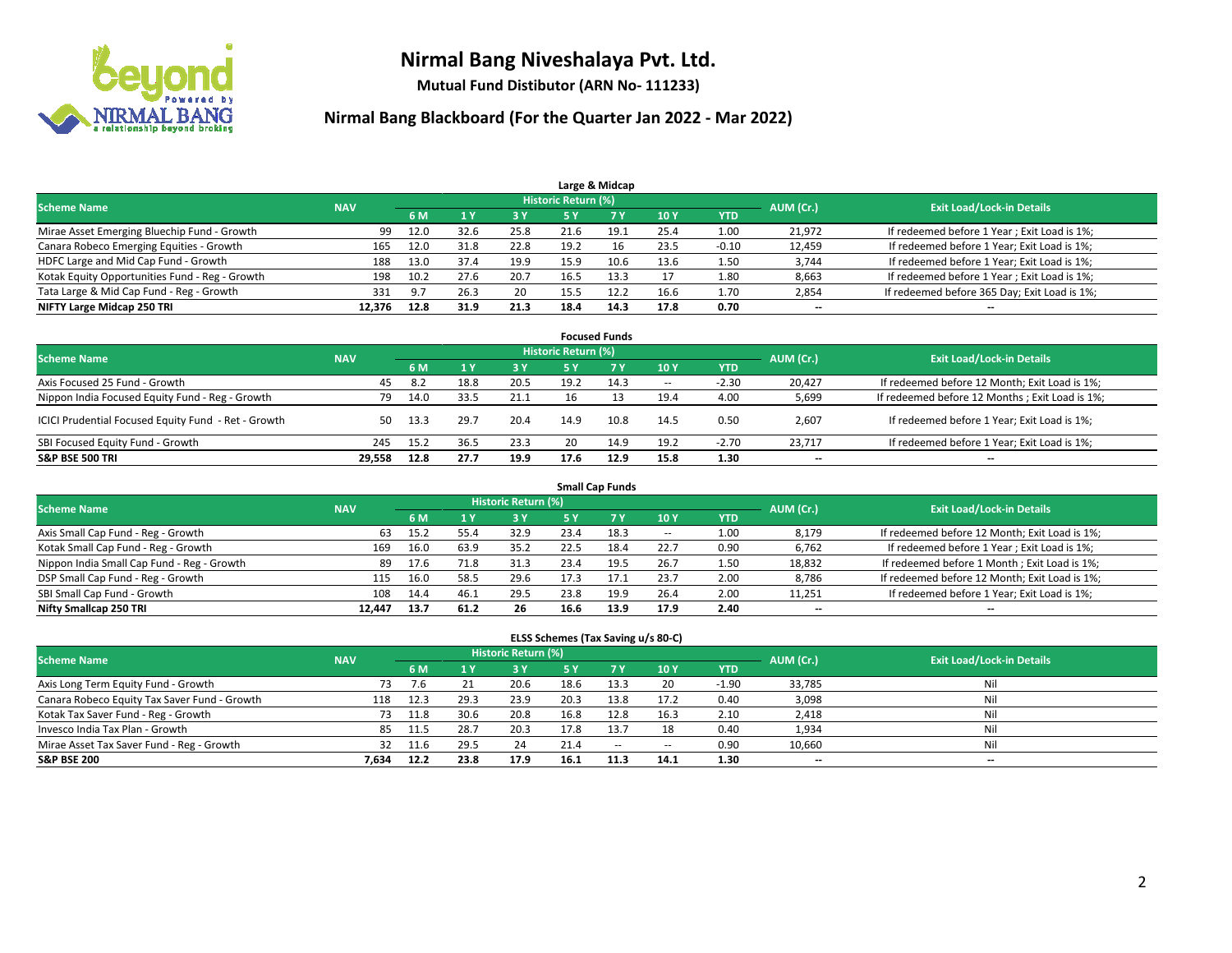# Nirmal Bang Niveshalaya Pvt. Ltd.

**Mutual Fund Distibutor (ARN No- 111233)**

## Nirmal Bang Blackboard (For the Quarter Jan 2022 - Mar 2022)

### Large & Midcap

| Scheme Name | NAV | Historic Return (%) | | | | | | | AUM (Cr.) | Exit Load/Lock-in Details |
|---|---|---|---|---|---|---|---|---|---|---|
| | | 6 M | 1 Y | 3 Y | 5 Y | 7 Y | 10 Y | YTD | | |
| Mirae Asset Emerging Bluechip Fund - Growth | 99 | 12.0 | 32.6 | 25.8 | 21.6 | 19.1 | 25.4 | 1.00 | 21,972 | If redeemed before 1 Year ; Exit Load is 1%; |
| Canara Robeco Emerging Equities - Growth | 165 | 12.0 | 31.8 | 22.8 | 19.2 | 16 | 23.5 | -0.10 | 12,459 | If redeemed before 1 Year; Exit Load is 1%; |
| HDFC Large and Mid Cap Fund - Growth | 188 | 13.0 | 37.4 | 19.9 | 15.9 | 10.6 | 13.6 | 1.50 | 3,744 | If redeemed before 1 Year; Exit Load is 1%; |
| Kotak Equity Opportunities Fund - Reg - Growth | 198 | 10.2 | 27.6 | 20.7 | 16.5 | 13.3 | 17 | 1.80 | 8,663 | If redeemed before 1 Year ; Exit Load is 1%; |
| Tata Large & Mid Cap Fund - Reg - Growth | 331 | 9.7 | 26.3 | 20 | 15.5 | 12.2 | 16.6 | 1.70 | 2,854 | If redeemed before 365 Day; Exit Load is 1%; |
| **NIFTY Large Midcap 250 TRI** | **12,376** | **12.8** | **31.9** | **21.3** | **18.4** | **14.3** | **17.8** | **0.70** | **--** | **--** |

### Focused Funds

| Scheme Name | NAV | Historic Return (%) | | | | | | | AUM (Cr.) | Exit Load/Lock-in Details |
|---|---|---|---|---|---|---|---|---|---|---|
| | | 6 M | 1 Y | 3 Y | 5 Y | 7 Y | 10 Y | YTD | | |
| Axis Focused 25 Fund - Growth | 45 | 8.2 | 18.8 | 20.5 | 19.2 | 14.3 | -- | -2.30 | 20,427 | If redeemed before 12 Month; Exit Load is 1%; |
| Nippon India Focused Equity Fund - Reg - Growth | 79 | 14.0 | 33.5 | 21.1 | 16 | 13 | 19.4 | 4.00 | 5,699 | If redeemed before 12 Months ; Exit Load is 1%; |
| ICICI Prudential Focused Equity Fund - Ret - Growth | 50 | 13.3 | 29.7 | 20.4 | 14.9 | 10.8 | 14.5 | 0.50 | 2,607 | If redeemed before 1 Year; Exit Load is 1%; |
| SBI Focused Equity Fund - Growth | 245 | 15.2 | 36.5 | 23.3 | 20 | 14.9 | 19.2 | -2.70 | 23,717 | If redeemed before 1 Year; Exit Load is 1%; |
| **S&P BSE 500 TRI** | **29,558** | **12.8** | **27.7** | **19.9** | **17.6** | **12.9** | **15.8** | **1.30** | **--** | **--** |

### Small Cap Funds

| Scheme Name | NAV | Historic Return (%) | | | | | | | AUM (Cr.) | Exit Load/Lock-in Details |
|---|---|---|---|---|---|---|---|---|---|---|
| | | 6 M | 1 Y | 3 Y | 5 Y | 7 Y | 10 Y | YTD | | |
| Axis Small Cap Fund - Reg - Growth | 63 | 15.2 | 55.4 | 32.9 | 23.4 | 18.3 | -- | 1.00 | 8,179 | If redeemed before 12 Month; Exit Load is 1%; |
| Kotak Small Cap Fund - Reg - Growth | 169 | 16.0 | 63.9 | 35.2 | 22.5 | 18.4 | 22.7 | 0.90 | 6,762 | If redeemed before 1 Year ; Exit Load is 1%; |
| Nippon India Small Cap Fund - Reg - Growth | 89 | 17.6 | 71.8 | 31.3 | 23.4 | 19.5 | 26.7 | 1.50 | 18,832 | If redeemed before 1 Month ; Exit Load is 1%; |
| DSP Small Cap Fund - Reg - Growth | 115 | 16.0 | 58.5 | 29.6 | 17.3 | 17.1 | 23.7 | 2.00 | 8,786 | If redeemed before 12 Month; Exit Load is 1%; |
| SBI Small Cap Fund - Growth | 108 | 14.4 | 46.1 | 29.5 | 23.8 | 19.9 | 26.4 | 2.00 | 11,251 | If redeemed before 1 Year; Exit Load is 1%; |
| **Nifty Smallcap 250 TRI** | **12,447** | **13.7** | **61.2** | **26** | **16.6** | **13.9** | **17.9** | **2.40** | **--** | **--** |

### ELSS Schemes (Tax Saving u/s 80-C)

| Scheme Name | NAV | Historic Return (%) | | | | | | | AUM (Cr.) | Exit Load/Lock-in Details |
|---|---|---|---|---|---|---|---|---|---|---|
| | | 6 M | 1 Y | 3 Y | 5 Y | 7 Y | 10 Y | YTD | | |
| Axis Long Term Equity Fund - Growth | 73 | 7.6 | 21 | 20.6 | 18.6 | 13.3 | 20 | -1.90 | 33,785 | Nil |
| Canara Robeco Equity Tax Saver Fund - Growth | 118 | 12.3 | 29.3 | 23.9 | 20.3 | 13.8 | 17.2 | 0.40 | 3,098 | Nil |
| Kotak Tax Saver Fund - Reg - Growth | 73 | 11.8 | 30.6 | 20.8 | 16.8 | 12.8 | 16.3 | 2.10 | 2,418 | Nil |
| Invesco India Tax Plan - Growth | 85 | 11.5 | 28.7 | 20.3 | 17.8 | 13.7 | 18 | 0.40 | 1,934 | Nil |
| Mirae Asset Tax Saver Fund - Reg - Growth | 32 | 11.6 | 29.5 | 24 | 21.4 | -- | -- | 0.90 | 10,660 | Nil |
| **S&P BSE 200** | **7,634** | **12.2** | **23.8** | **17.9** | **16.1** | **11.3** | **14.1** | **1.30** | **--** | **--** |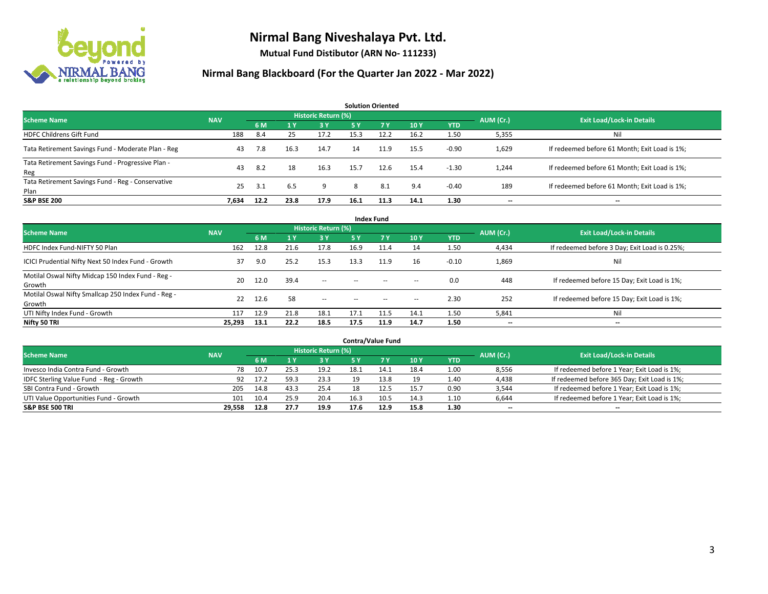# Nirmal Bang Niveshalaya Pvt. Ltd.

**Mutual Fund Distibutor (ARN No- 111233)**

## Nirmal Bang Blackboard (For the Quarter Jan 2022 - Mar 2022)

### Solution Oriented

| Scheme Name | NAV | Historic Return (%) | | | | | | | AUM (Cr.) | Exit Load/Lock-in Details |
|---|---|---|---|---|---|---|---|---|---|---|
| | | 6 M | 1 Y | 3 Y | 5 Y | 7 Y | 10 Y | YTD | | |
| HDFC Childrens Gift Fund | 188 | 8.4 | 25 | 17.2 | 15.3 | 12.2 | 16.2 | 1.50 | 5,355 | Nil |
| Tata Retirement Savings Fund - Moderate Plan - Reg | 43 | 7.8 | 16.3 | 14.7 | 14 | 11.9 | 15.5 | -0.90 | 1,629 | If redeemed before 61 Month; Exit Load is 1%; |
| Tata Retirement Savings Fund - Progressive Plan - Reg | 43 | 8.2 | 18 | 16.3 | 15.7 | 12.6 | 15.4 | -1.30 | 1,244 | If redeemed before 61 Month; Exit Load is 1%; |
| Tata Retirement Savings Fund - Reg - Conservative Plan | 25 | 3.1 | 6.5 | 9 | 8 | 8.1 | 9.4 | -0.40 | 189 | If redeemed before 61 Month; Exit Load is 1%; |
| **S&P BSE 200** | **7,634** | **12.2** | **23.8** | **17.9** | **16.1** | **11.3** | **14.1** | **1.30** | **--** | **--** |

### Index Fund

| Scheme Name | NAV | Historic Return (%) | | | | | | | AUM (Cr.) | Exit Load/Lock-in Details |
|---|---|---|---|---|---|---|---|---|---|---|
| | | 6 M | 1 Y | 3 Y | 5 Y | 7 Y | 10 Y | YTD | | |
| HDFC Index Fund-NIFTY 50 Plan | 162 | 12.8 | 21.6 | 17.8 | 16.9 | 11.4 | 14 | 1.50 | 4,434 | If redeemed before 3 Day; Exit Load is 0.25%; |
| ICICI Prudential Nifty Next 50 Index Fund - Growth | 37 | 9.0 | 25.2 | 15.3 | 13.3 | 11.9 | 16 | -0.10 | 1,869 | Nil |
| Motilal Oswal Nifty Midcap 150 Index Fund - Reg - Growth | 20 | 12.0 | 39.4 | -- | -- | -- | -- | 0.0 | 448 | If redeemed before 15 Day; Exit Load is 1%; |
| Motilal Oswal Nifty Smallcap 250 Index Fund - Reg - Growth | 22 | 12.6 | 58 | -- | -- | -- | -- | 2.30 | 252 | If redeemed before 15 Day; Exit Load is 1%; |
| UTI Nifty Index Fund - Growth | 117 | 12.9 | 21.8 | 18.1 | 17.1 | 11.5 | 14.1 | 1.50 | 5,841 | Nil |
| **Nifty 50 TRI** | **25,293** | **13.1** | **22.2** | **18.5** | **17.5** | **11.9** | **14.7** | **1.50** | **--** | **--** |

### Contra/Value Fund

| Scheme Name | NAV | Historic Return (%) | | | | | | | AUM (Cr.) | Exit Load/Lock-in Details |
|---|---|---|---|---|---|---|---|---|---|---|
| | | 6 M | 1 Y | 3 Y | 5 Y | 7 Y | 10 Y | YTD | | |
| Invesco India Contra Fund - Growth | 78 | 10.7 | 25.3 | 19.2 | 18.1 | 14.1 | 18.4 | 1.00 | 8,556 | If redeemed before 1 Year; Exit Load is 1%; |
| IDFC Sterling Value Fund - Reg - Growth | 92 | 17.2 | 59.3 | 23.3 | 19 | 13.8 | 19 | 1.40 | 4,438 | If redeemed before 365 Day; Exit Load is 1%; |
| SBI Contra Fund - Growth | 205 | 14.8 | 43.3 | 25.4 | 18 | 12.5 | 15.7 | 0.90 | 3,544 | If redeemed before 1 Year; Exit Load is 1%; |
| UTI Value Opportunities Fund - Growth | 101 | 10.4 | 25.9 | 20.4 | 16.3 | 10.5 | 14.3 | 1.10 | 6,644 | If redeemed before 1 Year; Exit Load is 1%; |
| **S&P BSE 500 TRI** | **29,558** | **12.8** | **27.7** | **19.9** | **17.6** | **12.9** | **15.8** | **1.30** | **--** | **--** |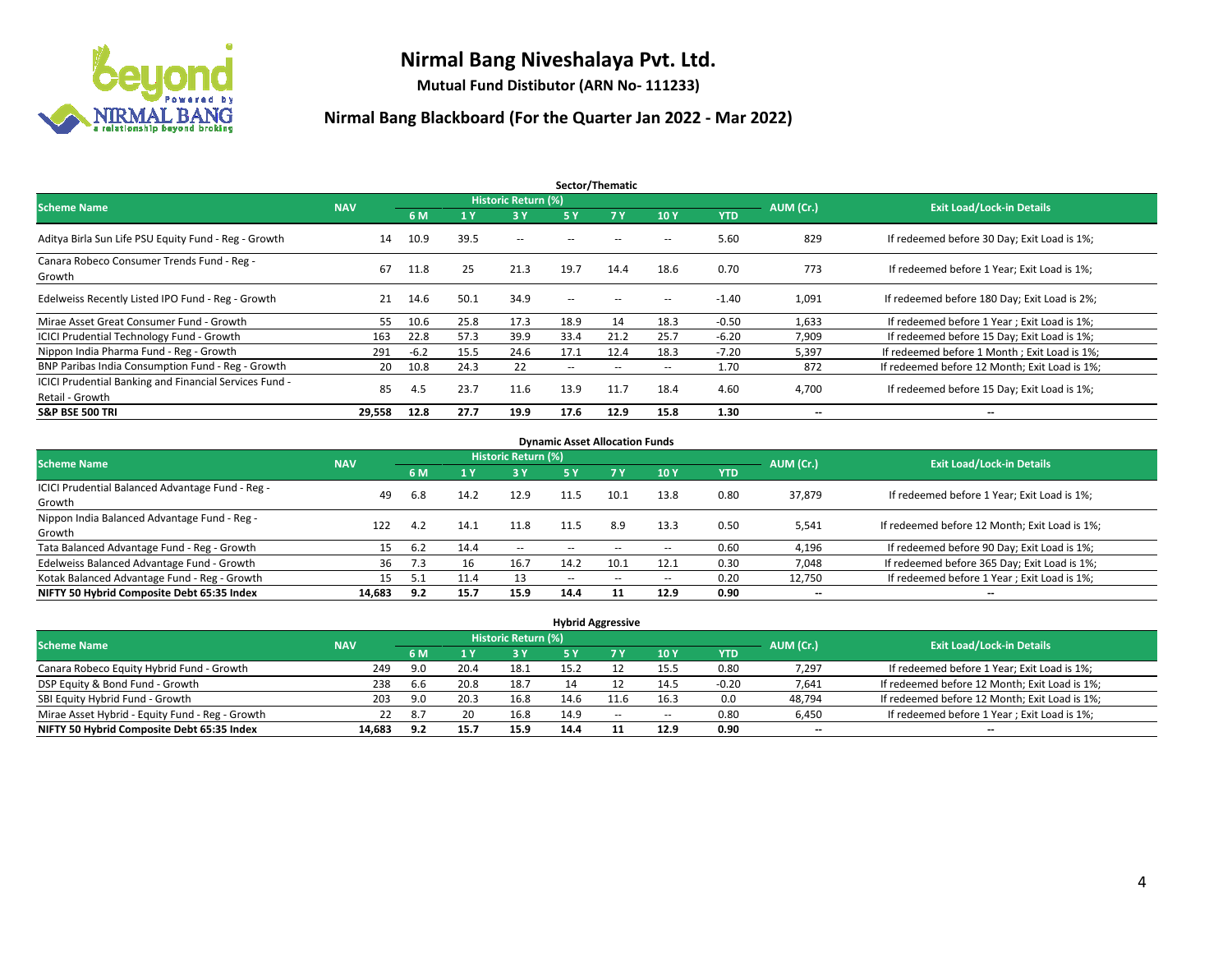# Nirmal Bang Niveshalaya Pvt. Ltd.

**Mutual Fund Distibutor (ARN No- 111233)**

## Nirmal Bang Blackboard (For the Quarter Jan 2022 - Mar 2022)

### Sector/Thematic

| Scheme Name | NAV | Historic Return (%) | | | | | | | AUM (Cr.) | Exit Load/Lock-in Details |
|---|---|---|---|---|---|---|---|---|---|---|
| | | 6 M | 1 Y | 3 Y | 5 Y | 7 Y | 10 Y | YTD | | |
| Aditya Birla Sun Life PSU Equity Fund - Reg - Growth | 14 | 10.9 | 39.5 | -- | -- | -- | -- | 5.60 | 829 | If redeemed before 30 Day; Exit Load is 1%; |
| Canara Robeco Consumer Trends Fund - Reg - Growth | 67 | 11.8 | 25 | 21.3 | 19.7 | 14.4 | 18.6 | 0.70 | 773 | If redeemed before 1 Year; Exit Load is 1%; |
| Edelweiss Recently Listed IPO Fund - Reg - Growth | 21 | 14.6 | 50.1 | 34.9 | -- | -- | -- | -1.40 | 1,091 | If redeemed before 180 Day; Exit Load is 2%; |
| Mirae Asset Great Consumer Fund - Growth | 55 | 10.6 | 25.8 | 17.3 | 18.9 | 14 | 18.3 | -0.50 | 1,633 | If redeemed before 1 Year ; Exit Load is 1%; |
| ICICI Prudential Technology Fund - Growth | 163 | 22.8 | 57.3 | 39.9 | 33.4 | 21.2 | 25.7 | -6.20 | 7,909 | If redeemed before 15 Day; Exit Load is 1%; |
| Nippon India Pharma Fund - Reg - Growth | 291 | -6.2 | 15.5 | 24.6 | 17.1 | 12.4 | 18.3 | -7.20 | 5,397 | If redeemed before 1 Month ; Exit Load is 1%; |
| BNP Paribas India Consumption Fund - Reg - Growth | 20 | 10.8 | 24.3 | 22 | -- | -- | -- | 1.70 | 872 | If redeemed before 12 Month; Exit Load is 1%; |
| ICICI Prudential Banking and Financial Services Fund - Retail - Growth | 85 | 4.5 | 23.7 | 11.6 | 13.9 | 11.7 | 18.4 | 4.60 | 4,700 | If redeemed before 15 Day; Exit Load is 1%; |
| **S&P BSE 500 TRI** | **29,558** | **12.8** | **27.7** | **19.9** | **17.6** | **12.9** | **15.8** | **1.30** | **--** | **--** |

### Dynamic Asset Allocation Funds

| Scheme Name | NAV | Historic Return (%) | | | | | | | AUM (Cr.) | Exit Load/Lock-in Details |
|---|---|---|---|---|---|---|---|---|---|---|
| | | 6 M | 1 Y | 3 Y | 5 Y | 7 Y | 10 Y | YTD | | |
| ICICI Prudential Balanced Advantage Fund - Reg - Growth | 49 | 6.8 | 14.2 | 12.9 | 11.5 | 10.1 | 13.8 | 0.80 | 37,879 | If redeemed before 1 Year; Exit Load is 1%; |
| Nippon India Balanced Advantage Fund - Reg - Growth | 122 | 4.2 | 14.1 | 11.8 | 11.5 | 8.9 | 13.3 | 0.50 | 5,541 | If redeemed before 12 Month; Exit Load is 1%; |
| Tata Balanced Advantage Fund - Reg - Growth | 15 | 6.2 | 14.4 | -- | -- | -- | -- | 0.60 | 4,196 | If redeemed before 90 Day; Exit Load is 1%; |
| Edelweiss Balanced Advantage Fund - Growth | 36 | 7.3 | 16 | 16.7 | 14.2 | 10.1 | 12.1 | 0.30 | 7,048 | If redeemed before 365 Day; Exit Load is 1%; |
| Kotak Balanced Advantage Fund - Reg - Growth | 15 | 5.1 | 11.4 | 13 | -- | -- | -- | 0.20 | 12,750 | If redeemed before 1 Year ; Exit Load is 1%; |
| **NIFTY 50 Hybrid Composite Debt 65:35 Index** | **14,683** | **9.2** | **15.7** | **15.9** | **14.4** | **11** | **12.9** | **0.90** | **--** | **--** |

### Hybrid Aggressive

| Scheme Name | NAV | Historic Return (%) | | | | | | | AUM (Cr.) | Exit Load/Lock-in Details |
|---|---|---|---|---|---|---|---|---|---|---|
| | | 6 M | 1 Y | 3 Y | 5 Y | 7 Y | 10 Y | YTD | | |
| Canara Robeco Equity Hybrid Fund - Growth | 249 | 9.0 | 20.4 | 18.1 | 15.2 | 12 | 15.5 | 0.80 | 7,297 | If redeemed before 1 Year; Exit Load is 1%; |
| DSP Equity & Bond Fund - Growth | 238 | 6.6 | 20.8 | 18.7 | 14 | 12 | 14.5 | -0.20 | 7,641 | If redeemed before 12 Month; Exit Load is 1%; |
| SBI Equity Hybrid Fund - Growth | 203 | 9.0 | 20.3 | 16.8 | 14.6 | 11.6 | 16.3 | 0.0 | 48,794 | If redeemed before 12 Month; Exit Load is 1%; |
| Mirae Asset Hybrid - Equity Fund - Reg - Growth | 22 | 8.7 | 20 | 16.8 | 14.9 | -- | -- | 0.80 | 6,450 | If redeemed before 1 Year ; Exit Load is 1%; |
| **NIFTY 50 Hybrid Composite Debt 65:35 Index** | **14,683** | **9.2** | **15.7** | **15.9** | **14.4** | **11** | **12.9** | **0.90** | **--** | **--** |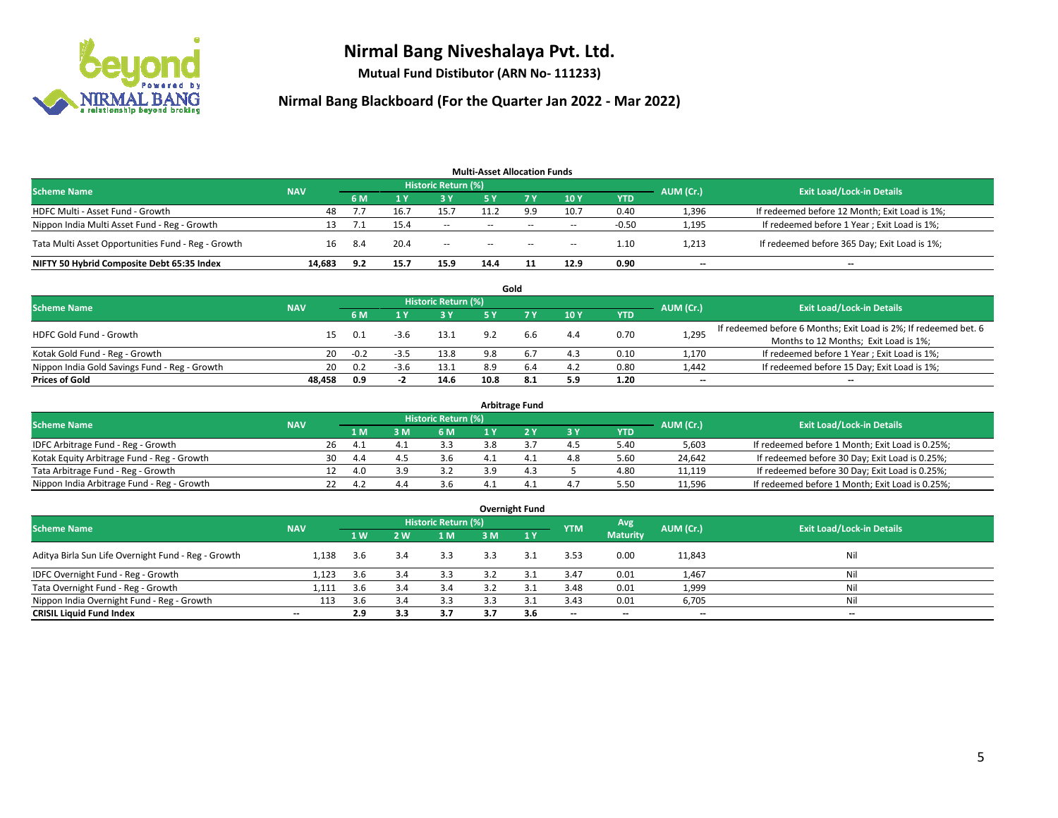# Nirmal Bang Niveshalaya Pvt. Ltd.

**Mutual Fund Distibutor (ARN No- 111233)**

## Nirmal Bang Blackboard (For the Quarter Jan 2022 - Mar 2022)

### Multi-Asset Allocation Funds

| Scheme Name | NAV | Historic Return (%) | | | | | | | AUM (Cr.) | Exit Load/Lock-in Details |
|---|---|---|---|---|---|---|---|---|---|---|
| | | 6 M | 1 Y | 3 Y | 5 Y | 7 Y | 10 Y | YTD | | |
| HDFC Multi - Asset Fund - Growth | 48 | 7.7 | 16.7 | 15.7 | 11.2 | 9.9 | 10.7 | 0.40 | 1,396 | If redeemed before 12 Month; Exit Load is 1%; |
| Nippon India Multi Asset Fund - Reg - Growth | 13 | 7.1 | 15.4 | -- | -- | -- | -- | -0.50 | 1,195 | If redeemed before 1 Year ; Exit Load is 1%; |
| Tata Multi Asset Opportunities Fund - Reg - Growth | 16 | 8.4 | 20.4 | -- | -- | -- | -- | 1.10 | 1,213 | If redeemed before 365 Day; Exit Load is 1%; |
| **NIFTY 50 Hybrid Composite Debt 65:35 Index** | **14,683** | **9.2** | **15.7** | **15.9** | **14.4** | **11** | **12.9** | **0.90** | **--** | **--** |

### Gold

| Scheme Name | NAV | Historic Return (%) | | | | | | | AUM (Cr.) | Exit Load/Lock-in Details |
|---|---|---|---|---|---|---|---|---|---|---|
| | | 6 M | 1 Y | 3 Y | 5 Y | 7 Y | 10 Y | YTD | | |
| HDFC Gold Fund - Growth | 15 | 0.1 | -3.6 | 13.1 | 9.2 | 6.6 | 4.4 | 0.70 | 1,295 | If redeemed before 6 Months; Exit Load is 2%; If redeemed bet. 6 Months to 12 Months; Exit Load is 1%; |
| Kotak Gold Fund - Reg - Growth | 20 | -0.2 | -3.5 | 13.8 | 9.8 | 6.7 | 4.3 | 0.10 | 1,170 | If redeemed before 1 Year ; Exit Load is 1%; |
| Nippon India Gold Savings Fund - Reg - Growth | 20 | 0.2 | -3.6 | 13.1 | 8.9 | 6.4 | 4.2 | 0.80 | 1,442 | If redeemed before 15 Day; Exit Load is 1%; |
| **Prices of Gold** | **48,458** | **0.9** | **-2** | **14.6** | **10.8** | **8.1** | **5.9** | **1.20** | **--** | **--** |

### Arbitrage Fund

| Scheme Name | NAV | Historic Return (%) | | | | | | | AUM (Cr.) | Exit Load/Lock-in Details |
|---|---|---|---|---|---|---|---|---|---|---|
| | | 1 M | 3 M | 6 M | 1 Y | 2 Y | 3 Y | YTD | | |
| IDFC Arbitrage Fund - Reg - Growth | 26 | 4.1 | 4.1 | 3.3 | 3.8 | 3.7 | 4.5 | 5.40 | 5,603 | If redeemed before 1 Month; Exit Load is 0.25%; |
| Kotak Equity Arbitrage Fund - Reg - Growth | 30 | 4.4 | 4.5 | 3.6 | 4.1 | 4.1 | 4.8 | 5.60 | 24,642 | If redeemed before 30 Day; Exit Load is 0.25%; |
| Tata Arbitrage Fund - Reg - Growth | 12 | 4.0 | 3.9 | 3.2 | 3.9 | 4.3 | 5 | 4.80 | 11,119 | If redeemed before 30 Day; Exit Load is 0.25%; |
| Nippon India Arbitrage Fund - Reg - Growth | 22 | 4.2 | 4.4 | 3.6 | 4.1 | 4.1 | 4.7 | 5.50 | 11,596 | If redeemed before 1 Month; Exit Load is 0.25%; |

### Overnight Fund

| Scheme Name | NAV | Historic Return (%) | | | | | YTM | Avg Maturity | AUM (Cr.) | Exit Load/Lock-in Details |
|---|---|---|---|---|---|---|---|---|---|---|
| | | 1 W | 2 W | 1 M | 3 M | 1 Y | | | | |
| Aditya Birla Sun Life Overnight Fund - Reg - Growth | 1,138 | 3.6 | 3.4 | 3.3 | 3.3 | 3.1 | 3.53 | 0.00 | 11,843 | Nil |
| IDFC Overnight Fund - Reg - Growth | 1,123 | 3.6 | 3.4 | 3.3 | 3.2 | 3.1 | 3.47 | 0.01 | 1,467 | Nil |
| Tata Overnight Fund - Reg - Growth | 1,111 | 3.6 | 3.4 | 3.4 | 3.2 | 3.1 | 3.48 | 0.01 | 1,999 | Nil |
| Nippon India Overnight Fund - Reg - Growth | 113 | 3.6 | 3.4 | 3.3 | 3.3 | 3.1 | 3.43 | 0.01 | 6,705 | Nil |
| **CRISIL Liquid Fund Index** | **--** | **2.9** | **3.3** | **3.7** | **3.7** | **3.6** | **--** | **--** | **--** | **--** |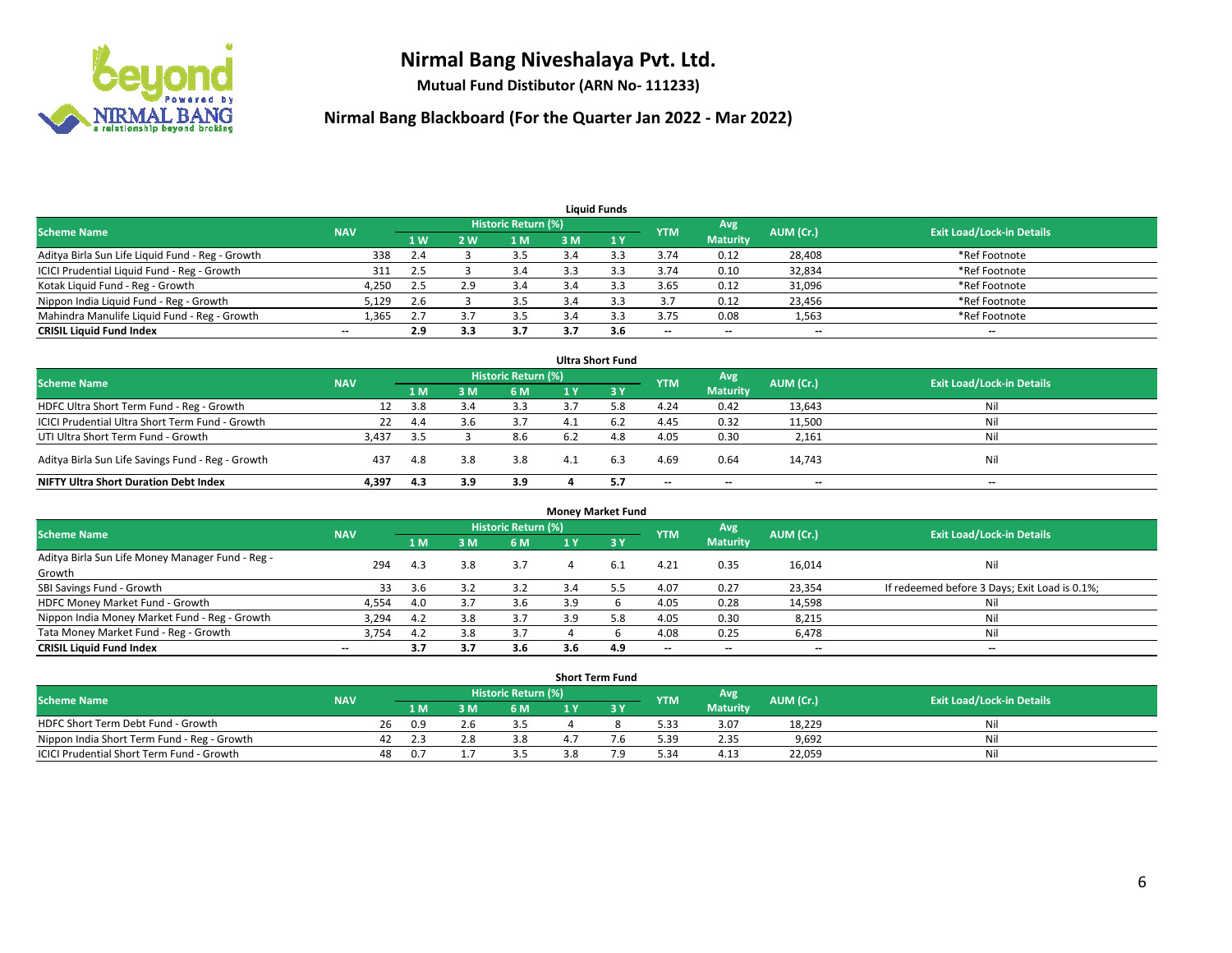# Nirmal Bang Niveshalaya Pvt. Ltd.

**Mutual Fund Distibutor (ARN No- 111233)**

## Nirmal Bang Blackboard (For the Quarter Jan 2022 - Mar 2022)

### Liquid Funds

| Scheme Name | NAV | Historic Return (%) | | | | | YTM | Avg Maturity | AUM (Cr.) | Exit Load/Lock-in Details |
|---|---|---|---|---|---|---|---|---|---|---|
| | | 1 W | 2 W | 1 M | 3 M | 1 Y | | | | |
| Aditya Birla Sun Life Liquid Fund - Reg - Growth | 338 | 2.4 | 3 | 3.5 | 3.4 | 3.3 | 3.74 | 0.12 | 28,408 | *Ref Footnote |
| ICICI Prudential Liquid Fund - Reg - Growth | 311 | 2.5 | 3 | 3.4 | 3.3 | 3.3 | 3.74 | 0.10 | 32,834 | *Ref Footnote |
| Kotak Liquid Fund - Reg - Growth | 4,250 | 2.5 | 2.9 | 3.4 | 3.4 | 3.3 | 3.65 | 0.12 | 31,096 | *Ref Footnote |
| Nippon India Liquid Fund - Reg - Growth | 5,129 | 2.6 | 3 | 3.5 | 3.4 | 3.3 | 3.7 | 0.12 | 23,456 | *Ref Footnote |
| Mahindra Manulife Liquid Fund - Reg - Growth | 1,365 | 2.7 | 3.7 | 3.5 | 3.4 | 3.3 | 3.75 | 0.08 | 1,563 | *Ref Footnote |
| **CRISIL Liquid Fund Index** | -- | **2.9** | **3.3** | **3.7** | **3.7** | **3.6** | -- | -- | -- | -- |

### Ultra Short Fund

| Scheme Name | NAV | Historic Return (%) | | | | | YTM | Avg Maturity | AUM (Cr.) | Exit Load/Lock-in Details |
|---|---|---|---|---|---|---|---|---|---|---|
| | | 1 M | 3 M | 6 M | 1 Y | 3 Y | | | | |
| HDFC Ultra Short Term Fund - Reg - Growth | 12 | 3.8 | 3.4 | 3.3 | 3.7 | 5.8 | 4.24 | 0.42 | 13,643 | Nil |
| ICICI Prudential Ultra Short Term Fund - Growth | 22 | 4.4 | 3.6 | 3.7 | 4.1 | 6.2 | 4.45 | 0.32 | 11,500 | Nil |
| UTI Ultra Short Term Fund - Growth | 3,437 | 3.5 | 3 | 8.6 | 6.2 | 4.8 | 4.05 | 0.30 | 2,161 | Nil |
| Aditya Birla Sun Life Savings Fund - Reg - Growth | 437 | 4.8 | 3.8 | 3.8 | 4.1 | 6.3 | 4.69 | 0.64 | 14,743 | Nil |
| **NIFTY Ultra Short Duration Debt Index** | **4,397** | **4.3** | **3.9** | **3.9** | **4** | **5.7** | -- | -- | -- | -- |

### Money Market Fund

| Scheme Name | NAV | Historic Return (%) | | | | | YTM | Avg Maturity | AUM (Cr.) | Exit Load/Lock-in Details |
|---|---|---|---|---|---|---|---|---|---|---|
| | | 1 M | 3 M | 6 M | 1 Y | 3 Y | | | | |
| Aditya Birla Sun Life Money Manager Fund - Reg - Growth | 294 | 4.3 | 3.8 | 3.7 | 4 | 6.1 | 4.21 | 0.35 | 16,014 | Nil |
| SBI Savings Fund - Growth | 33 | 3.6 | 3.2 | 3.2 | 3.4 | 5.5 | 4.07 | 0.27 | 23,354 | If redeemed before 3 Days; Exit Load is 0.1%; |
| HDFC Money Market Fund - Growth | 4,554 | 4.0 | 3.7 | 3.6 | 3.9 | 6 | 4.05 | 0.28 | 14,598 | Nil |
| Nippon India Money Market Fund - Reg - Growth | 3,294 | 4.2 | 3.8 | 3.7 | 3.9 | 5.8 | 4.05 | 0.30 | 8,215 | Nil |
| Tata Money Market Fund - Reg - Growth | 3,754 | 4.2 | 3.8 | 3.7 | 4 | 6 | 4.08 | 0.25 | 6,478 | Nil |
| **CRISIL Liquid Fund Index** | -- | **3.7** | **3.7** | **3.6** | **3.6** | **4.9** | -- | -- | -- | -- |

### Short Term Fund

| Scheme Name | NAV | Historic Return (%) | | | | | YTM | Avg Maturity | AUM (Cr.) | Exit Load/Lock-in Details |
|---|---|---|---|---|---|---|---|---|---|---|
| | | 1 M | 3 M | 6 M | 1 Y | 3 Y | | | | |
| HDFC Short Term Debt Fund - Growth | 26 | 0.9 | 2.6 | 3.5 | 4 | 8 | 5.33 | 3.07 | 18,229 | Nil |
| Nippon India Short Term Fund - Reg - Growth | 42 | 2.3 | 2.8 | 3.8 | 4.7 | 7.6 | 5.39 | 2.35 | 9,692 | Nil |
| ICICI Prudential Short Term Fund - Growth | 48 | 0.7 | 1.7 | 3.5 | 3.8 | 7.9 | 5.34 | 4.13 | 22,059 | Nil |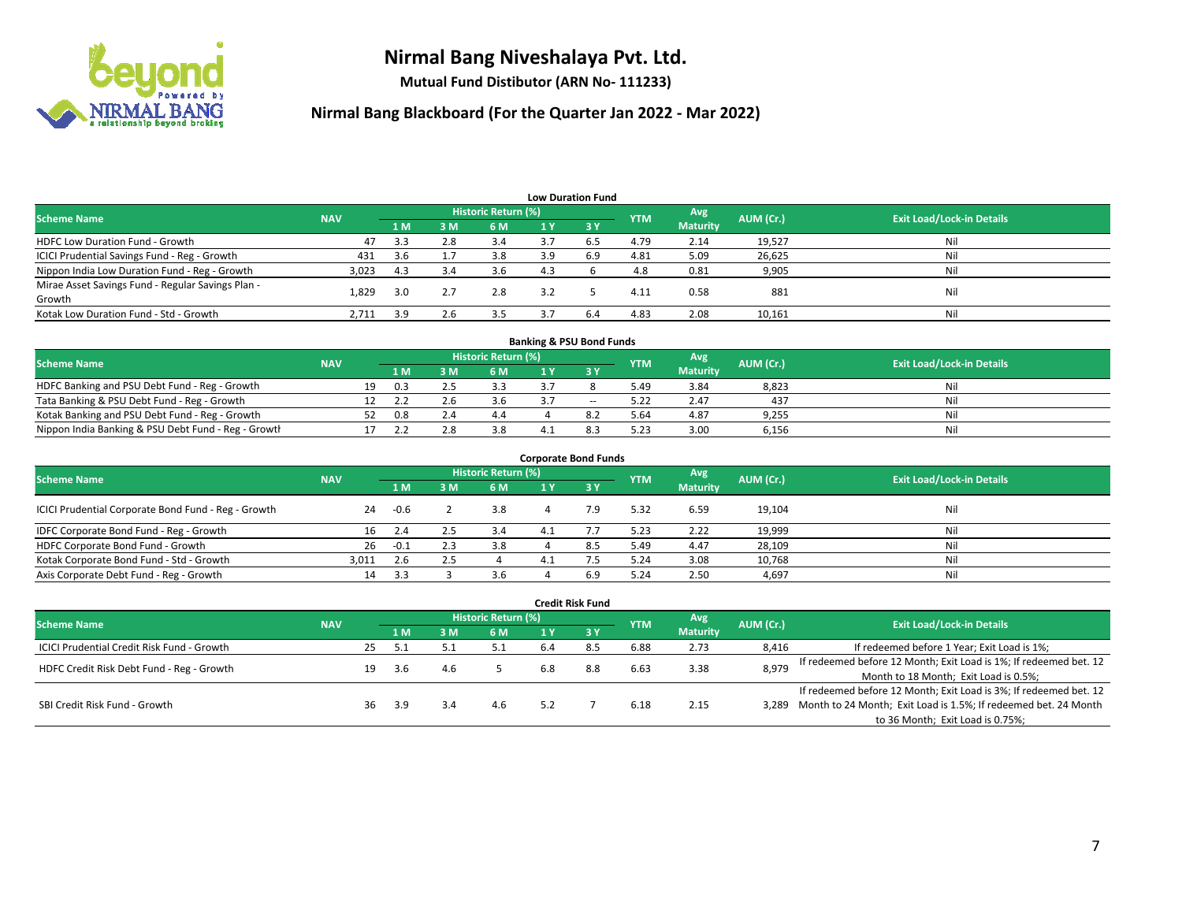# Nirmal Bang Niveshalaya Pvt. Ltd.

**Mutual Fund Distibutor (ARN No- 111233)**

## Nirmal Bang Blackboard (For the Quarter Jan 2022 - Mar 2022)

### Low Duration Fund

| Scheme Name | NAV | Historic Return (%) | | | | | YTM | Avg Maturity | AUM (Cr.) | Exit Load/Lock-in Details |
|---|---|---|---|---|---|---|---|---|---|---|
| | | 1 M | 3 M | 6 M | 1 Y | 3 Y | | | | |
| HDFC Low Duration Fund - Growth | 47 | 3.3 | 2.8 | 3.4 | 3.7 | 6.5 | 4.79 | 2.14 | 19,527 | Nil |
| ICICI Prudential Savings Fund - Reg - Growth | 431 | 3.6 | 1.7 | 3.8 | 3.9 | 6.9 | 4.81 | 5.09 | 26,625 | Nil |
| Nippon India Low Duration Fund - Reg - Growth | 3,023 | 4.3 | 3.4 | 3.6 | 4.3 | 6 | 4.8 | 0.81 | 9,905 | Nil |
| Mirae Asset Savings Fund - Regular Savings Plan - Growth | 1,829 | 3.0 | 2.7 | 2.8 | 3.2 | 5 | 4.11 | 0.58 | 881 | Nil |
| Kotak Low Duration Fund - Std - Growth | 2,711 | 3.9 | 2.6 | 3.5 | 3.7 | 6.4 | 4.83 | 2.08 | 10,161 | Nil |

### Banking & PSU Bond Funds

| Scheme Name | NAV | Historic Return (%) | | | | | YTM | Avg Maturity | AUM (Cr.) | Exit Load/Lock-in Details |
|---|---|---|---|---|---|---|---|---|---|---|
| | | 1 M | 3 M | 6 M | 1 Y | 3 Y | | | | |
| HDFC Banking and PSU Debt Fund - Reg - Growth | 19 | 0.3 | 2.5 | 3.3 | 3.7 | 8 | 5.49 | 3.84 | 8,823 | Nil |
| Tata Banking & PSU Debt Fund - Reg - Growth | 12 | 2.2 | 2.6 | 3.6 | 3.7 | -- | 5.22 | 2.47 | 437 | Nil |
| Kotak Banking and PSU Debt Fund - Reg - Growth | 52 | 0.8 | 2.4 | 4.4 | 4 | 8.2 | 5.64 | 4.87 | 9,255 | Nil |
| Nippon India Banking & PSU Debt Fund - Reg - Growth | 17 | 2.2 | 2.8 | 3.8 | 4.1 | 8.3 | 5.23 | 3.00 | 6,156 | Nil |

### Corporate Bond Funds

| Scheme Name | NAV | Historic Return (%) | | | | | YTM | Avg Maturity | AUM (Cr.) | Exit Load/Lock-in Details |
|---|---|---|---|---|---|---|---|---|---|---|
| | | 1 M | 3 M | 6 M | 1 Y | 3 Y | | | | |
| ICICI Prudential Corporate Bond Fund - Reg - Growth | 24 | -0.6 | 2 | 3.8 | 4 | 7.9 | 5.32 | 6.59 | 19,104 | Nil |
| IDFC Corporate Bond Fund - Reg - Growth | 16 | 2.4 | 2.5 | 3.4 | 4.1 | 7.7 | 5.23 | 2.22 | 19,999 | Nil |
| HDFC Corporate Bond Fund - Growth | 26 | -0.1 | 2.3 | 3.8 | 4 | 8.5 | 5.49 | 4.47 | 28,109 | Nil |
| Kotak Corporate Bond Fund - Std - Growth | 3,011 | 2.6 | 2.5 | 4 | 4.1 | 7.5 | 5.24 | 3.08 | 10,768 | Nil |
| Axis Corporate Debt Fund - Reg - Growth | 14 | 3.3 | 3 | 3.6 | 4 | 6.9 | 5.24 | 2.50 | 4,697 | Nil |

### Credit Risk Fund

| Scheme Name | NAV | Historic Return (%) | | | | | YTM | Avg Maturity | AUM (Cr.) | Exit Load/Lock-in Details |
|---|---|---|---|---|---|---|---|---|---|---|
| | | 1 M | 3 M | 6 M | 1 Y | 3 Y | | | | |
| ICICI Prudential Credit Risk Fund - Growth | 25 | 5.1 | 5.1 | 5.1 | 6.4 | 8.5 | 6.88 | 2.73 | 8,416 | If redeemed before 1 Year; Exit Load is 1%; |
| HDFC Credit Risk Debt Fund - Reg - Growth | 19 | 3.6 | 4.6 | 5 | 6.8 | 8.8 | 6.63 | 3.38 | 8,979 | If redeemed before 12 Month; Exit Load is 1%; If redeemed bet. 12 Month to 18 Month; Exit Load is 0.5%; |
| SBI Credit Risk Fund - Growth | 36 | 3.9 | 3.4 | 4.6 | 5.2 | 7 | 6.18 | 2.15 | 3,289 | If redeemed before 12 Month; Exit Load is 3%; If redeemed bet. 12 Month to 24 Month; Exit Load is 1.5%; If redeemed bet. 24 Month to 36 Month; Exit Load is 0.75%; |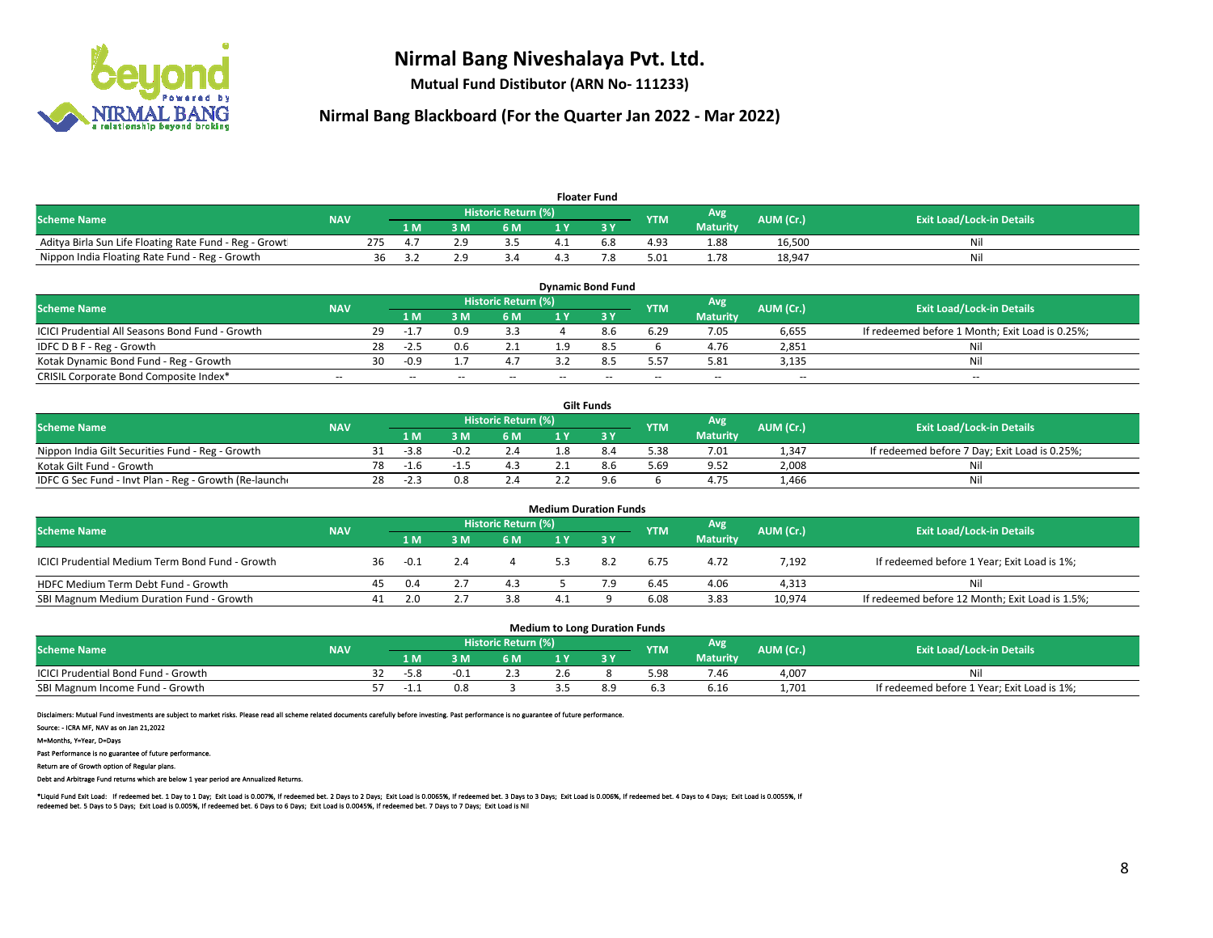# Nirmal Bang Niveshalaya Pvt. Ltd.

**Mutual Fund Distibutor (ARN No- 111233)**

## Nirmal Bang Blackboard (For the Quarter Jan 2022 - Mar 2022)

### Floater Fund

| Scheme Name | NAV | Historic Return (%) | | | | | YTM | Avg Maturity | AUM (Cr.) | Exit Load/Lock-in Details |
|---|---|---|---|---|---|---|---|---|---|---|
| | | 1 M | 3 M | 6 M | 1 Y | 3 Y | | | | |
| Aditya Birla Sun Life Floating Rate Fund - Reg - Growt | 275 | 4.7 | 2.9 | 3.5 | 4.1 | 6.8 | 4.93 | 1.88 | 16,500 | Nil |
| Nippon India Floating Rate Fund - Reg - Growth | 36 | 3.2 | 2.9 | 3.4 | 4.3 | 7.8 | 5.01 | 1.78 | 18,947 | Nil |

### Dynamic Bond Fund

| Scheme Name | NAV | Historic Return (%) | | | | | YTM | Avg Maturity | AUM (Cr.) | Exit Load/Lock-in Details |
|---|---|---|---|---|---|---|---|---|---|---|
| | | 1 M | 3 M | 6 M | 1 Y | 3 Y | | | | |
| ICICI Prudential All Seasons Bond Fund - Growth | 29 | -1.7 | 0.9 | 3.3 | 4 | 8.6 | 6.29 | 7.05 | 6,655 | If redeemed before 1 Month; Exit Load is 0.25%; |
| IDFC D B F - Reg - Growth | 28 | -2.5 | 0.6 | 2.1 | 1.9 | 8.5 | 6 | 4.76 | 2,851 | Nil |
| Kotak Dynamic Bond Fund - Reg - Growth | 30 | -0.9 | 1.7 | 4.7 | 3.2 | 8.5 | 5.57 | 5.81 | 3,135 | Nil |
| CRISIL Corporate Bond Composite Index* | -- | -- | -- | -- | -- | -- | -- | -- | -- | -- |

### Gilt Funds

| Scheme Name | NAV | Historic Return (%) | | | | | YTM | Avg Maturity | AUM (Cr.) | Exit Load/Lock-in Details |
|---|---|---|---|---|---|---|---|---|---|---|
| | | 1 M | 3 M | 6 M | 1 Y | 3 Y | | | | |
| Nippon India Gilt Securities Fund - Reg - Growth | 31 | -3.8 | -0.2 | 2.4 | 1.8 | 8.4 | 5.38 | 7.01 | 1,347 | If redeemed before 7 Day; Exit Load is 0.25%; |
| Kotak Gilt Fund - Growth | 78 | -1.6 | -1.5 | 4.3 | 2.1 | 8.6 | 5.69 | 9.52 | 2,008 | Nil |
| IDFC G Sec Fund - Invt Plan - Reg - Growth (Re-launch | 28 | -2.3 | 0.8 | 2.4 | 2.2 | 9.6 | 6 | 4.75 | 1,466 | Nil |

### Medium Duration Funds

| Scheme Name | NAV | Historic Return (%) | | | | | YTM | Avg Maturity | AUM (Cr.) | Exit Load/Lock-in Details |
|---|---|---|---|---|---|---|---|---|---|---|
| | | 1 M | 3 M | 6 M | 1 Y | 3 Y | | | | |
| ICICI Prudential Medium Term Bond Fund - Growth | 36 | -0.1 | 2.4 | 4 | 5.3 | 8.2 | 6.75 | 4.72 | 7,192 | If redeemed before 1 Year; Exit Load is 1%; |
| HDFC Medium Term Debt Fund - Growth | 45 | 0.4 | 2.7 | 4.3 | 5 | 7.9 | 6.45 | 4.06 | 4,313 | Nil |
| SBI Magnum Medium Duration Fund - Growth | 41 | 2.0 | 2.7 | 3.8 | 4.1 | 9 | 6.08 | 3.83 | 10,974 | If redeemed before 12 Month; Exit Load is 1.5%; |

### Medium to Long Duration Funds

| Scheme Name | NAV | Historic Return (%) | | | | | YTM | Avg Maturity | AUM (Cr.) | Exit Load/Lock-in Details |
|---|---|---|---|---|---|---|---|---|---|---|
| | | 1 M | 3 M | 6 M | 1 Y | 3 Y | | | | |
| ICICI Prudential Bond Fund - Growth | 32 | -5.8 | -0.1 | 2.3 | 2.6 | 8 | 5.98 | 7.46 | 4,007 | Nil |
| SBI Magnum Income Fund - Growth | 57 | -1.1 | 0.8 | 3 | 3.5 | 8.9 | 6.3 | 6.16 | 1,701 | If redeemed before 1 Year; Exit Load is 1%; |

Disclaimers: Mutual Fund investments are subject to market risks. Please read all scheme related documents carefully before investing. Past performance is no guarantee of future performance.

Source: - ICRA MF, NAV as on Jan 21,2022

M=Months, Y=Year, D=Days

Past Performance is no guarantee of future performance.

Return are of Growth option of Regular plans.

Debt and Arbitrage Fund returns which are below 1 year period are Annualized Returns.

*Liquid Fund Exit Load: If redeemed bet. 1 Day to 1 Day; Exit Load is 0.007%, If redeemed bet. 2 Days to 2 Days; Exit Load is 0.0065%, If redeemed bet. 3 Days to 3 Days; Exit Load is 0.006%, If redeemed bet. 4 Days to 4 Days; Exit Load is 0.0055%, If redeemed bet. 5 Days to 5 Days; Exit Load is 0.005%, If redeemed bet. 6 Days to 6 Days; Exit Load is 0.0045%, If redeemed bet. 7 Days to 7 Days; Exit Load is Nil